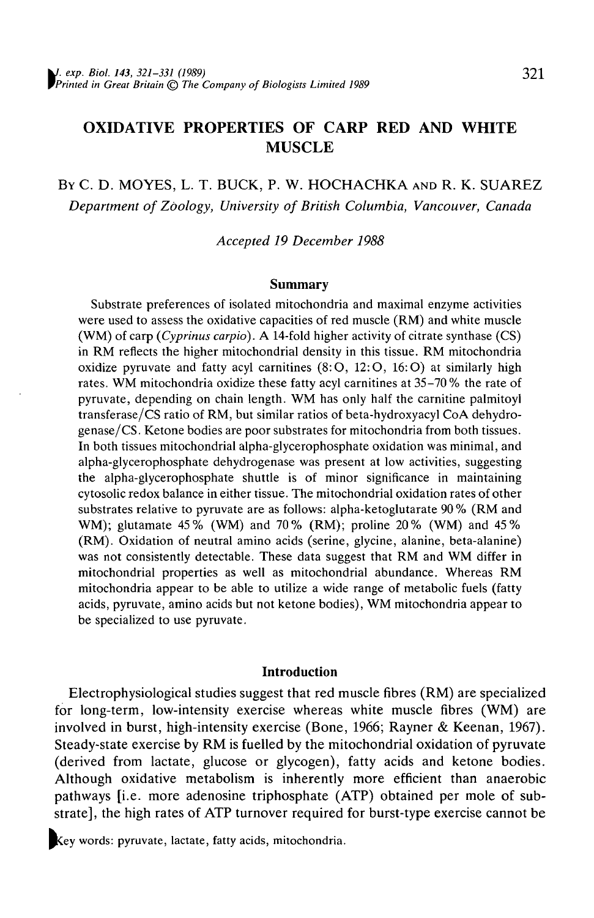# OXIDATIVE PROPERTIES OF CARP RED AND WHITE MUSCLE

By C. D. MOYES, L. T. BUCK, P. W. HOCHACHKA AND R. K. SUAREZ

*Department of Zoology, University of British Columbia, Vancouver, Canada*

*Accepted 19 December 1988*

## Summary

Substrate preferences of isolated mitochondria and maximal enzyme activities were used to assess the oxidative capacities of red muscle (RM) and white muscle (WM) of carp (*Cyprinus carpio*). A 14-fold higher activity of citrate synthase (CS) in RM reflects the higher mitochondrial density in this tissue. RM mitochondria oxidize pyruvate and fatty acyl carnitines (8:O, 12:O, 16:O) at similarly high rates. WM mitochondria oxidize these fatty acyl carnitines at 35–70 % the rate of pyruvate, depending on chain length. WM has only half the carnitine palmitoyl transferase/CS ratio of RM, but similar ratios of beta-hydroxyacyl CoA dehydrogenase/CS. Ketone bodies are poor substrates for mitochondria from both tissues. In both tissues mitochondrial alpha-glycerophosphate oxidation was minimal, and alpha-glycerophosphate dehydrogenase was present at low activities, suggesting the alpha-glycerophosphate shuttle is of minor significance in maintaining cytosolic redox balance in either tissue. The mitochondrial oxidation rates of other substrates relative to pyruvate are as follows: alpha-ketoglutarate 90 % (RM and WM); glutamate 45 % (WM) and 70 % (RM); proline 20 % (WM) and 45 % (RM). Oxidation of neutral amino acids (serine, glycine, alanine, beta-alanine) was not consistently detectable. These data suggest that RM and WM differ in mitochondrial properties as well as mitochondrial abundance. Whereas RM mitochondria appear to be able to utilize a wide range of metabolic fuels (fatty acids, pyruvate, amino acids but not ketone bodies), WM mitochondria appear to be specialized to use pyruvate.

## Introduction

Electrophysiological studies suggest that red muscle fibres (RM) are specialized for long-term, low-intensity exercise whereas white muscle fibres (WM) are involved in burst, high-intensity exercise (Bone, 1966; Rayner & Keenan, 1967). Steady-state exercise by RM is fuelled by the mitochondrial oxidation of pyruvate (derived from lactate, glucose or glycogen), fatty acids and ketone bodies. Although oxidative metabolism is inherently more efficient than anaerobic pathways [i.e. more adenosine triphosphate (ATP) obtained per mole of substrate], the high rates of ATP turnover required for burst-type exercise cannot be

Key words: pyruvate, lactate, fatty acids, mitochondria.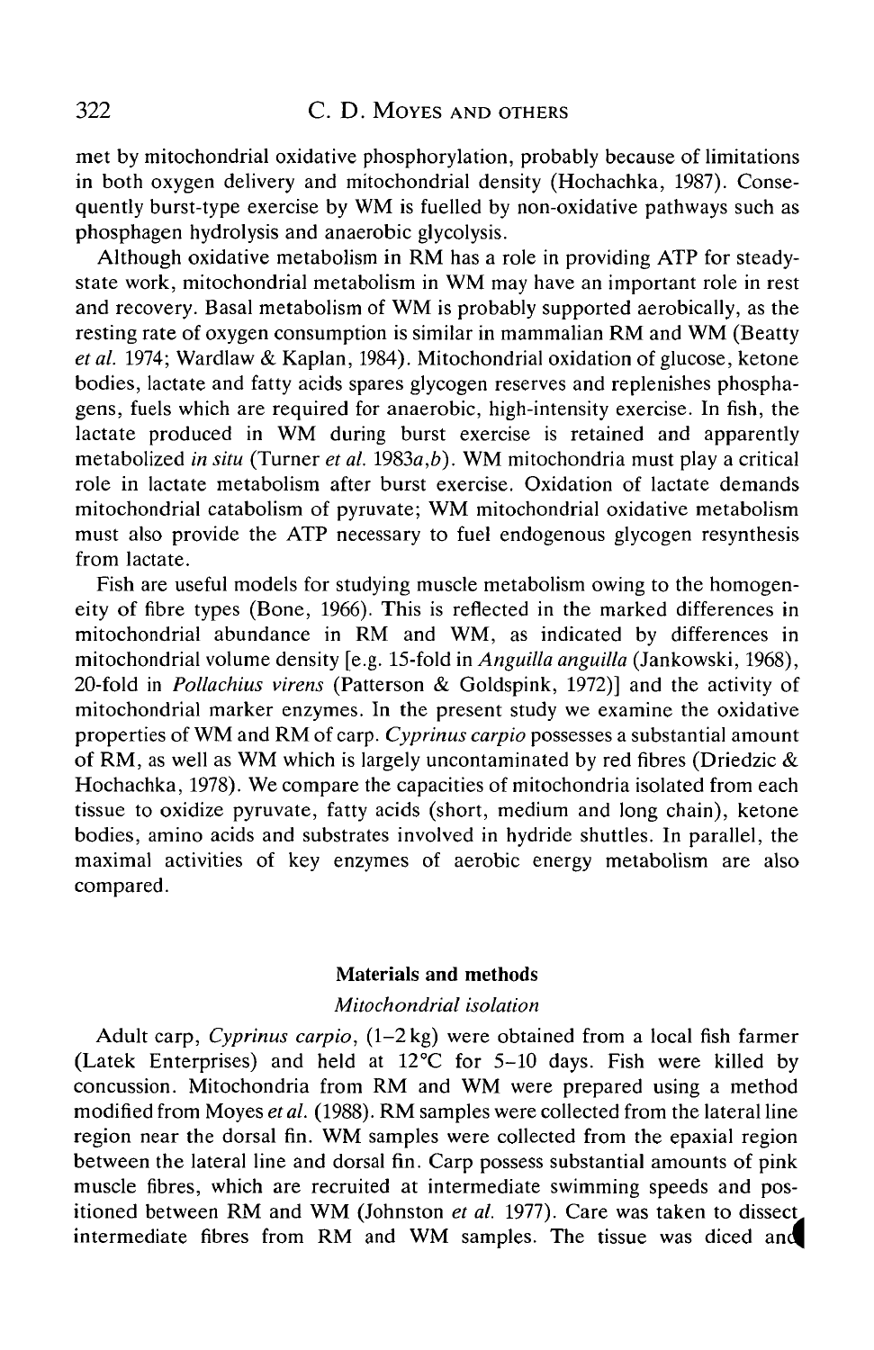met by mitochondrial oxidative phosphorylation, probably because of limitations in both oxygen delivery and mitochondrial density (Hochachka, 1987). Consequently burst-type exercise by WM is fuelled by non-oxidative pathways such as phosphagen hydrolysis and anaerobic glycolysis.

Although oxidative metabolism in RM has a role in providing ATP for steady-state work, mitochondrial metabolism in WM may have an important role in rest and recovery. Basal metabolism of WM is probably supported aerobically, as the resting rate of oxygen consumption is similar in mammalian RM and WM (Beatty *et al.* 1974; Wardlaw & Kaplan, 1984). Mitochondrial oxidation of glucose, ketone bodies, lactate and fatty acids spares glycogen reserves and replenishes phosphagens, fuels which are required for anaerobic, high-intensity exercise. In fish, the lactate produced in WM during burst exercise is retained and apparently metabolized *in situ* (Turner *et al.* 1983*a*,*b*). WM mitochondria must play a critical role in lactate metabolism after burst exercise. Oxidation of lactate demands mitochondrial catabolism of pyruvate; WM mitochondrial oxidative metabolism must also provide the ATP necessary to fuel endogenous glycogen resynthesis from lactate.

Fish are useful models for studying muscle metabolism owing to the homogeneity of fibre types (Bone, 1966). This is reflected in the marked differences in mitochondrial abundance in RM and WM, as indicated by differences in mitochondrial volume density [e.g. 15-fold in *Anguilla anguilla* (Jankowski, 1968), 20-fold in *Pollachius virens* (Patterson & Goldspink, 1972)] and the activity of mitochondrial marker enzymes. In the present study we examine the oxidative properties of WM and RM of carp. *Cyprinus carpio* possesses a substantial amount of RM, as well as WM which is largely uncontaminated by red fibres (Driedzic & Hochachka, 1978). We compare the capacities of mitochondria isolated from each tissue to oxidize pyruvate, fatty acids (short, medium and long chain), ketone bodies, amino acids and substrates involved in hydride shuttles. In parallel, the maximal activities of key enzymes of aerobic energy metabolism are also compared.

## Materials and methods

### *Mitochondrial isolation*

Adult carp, *Cyprinus carpio*, (1–2 kg) were obtained from a local fish farmer (Latek Enterprises) and held at 12°C for 5–10 days. Fish were killed by concussion. Mitochondria from RM and WM were prepared using a method modified from Moyes *et al.* (1988). RM samples were collected from the lateral line region near the dorsal fin. WM samples were collected from the epaxial region between the lateral line and dorsal fin. Carp possess substantial amounts of pink muscle fibres, which are recruited at intermediate swimming speeds and positioned between RM and WM (Johnston *et al.* 1977). Care was taken to dissect intermediate fibres from RM and WM samples. The tissue was diced and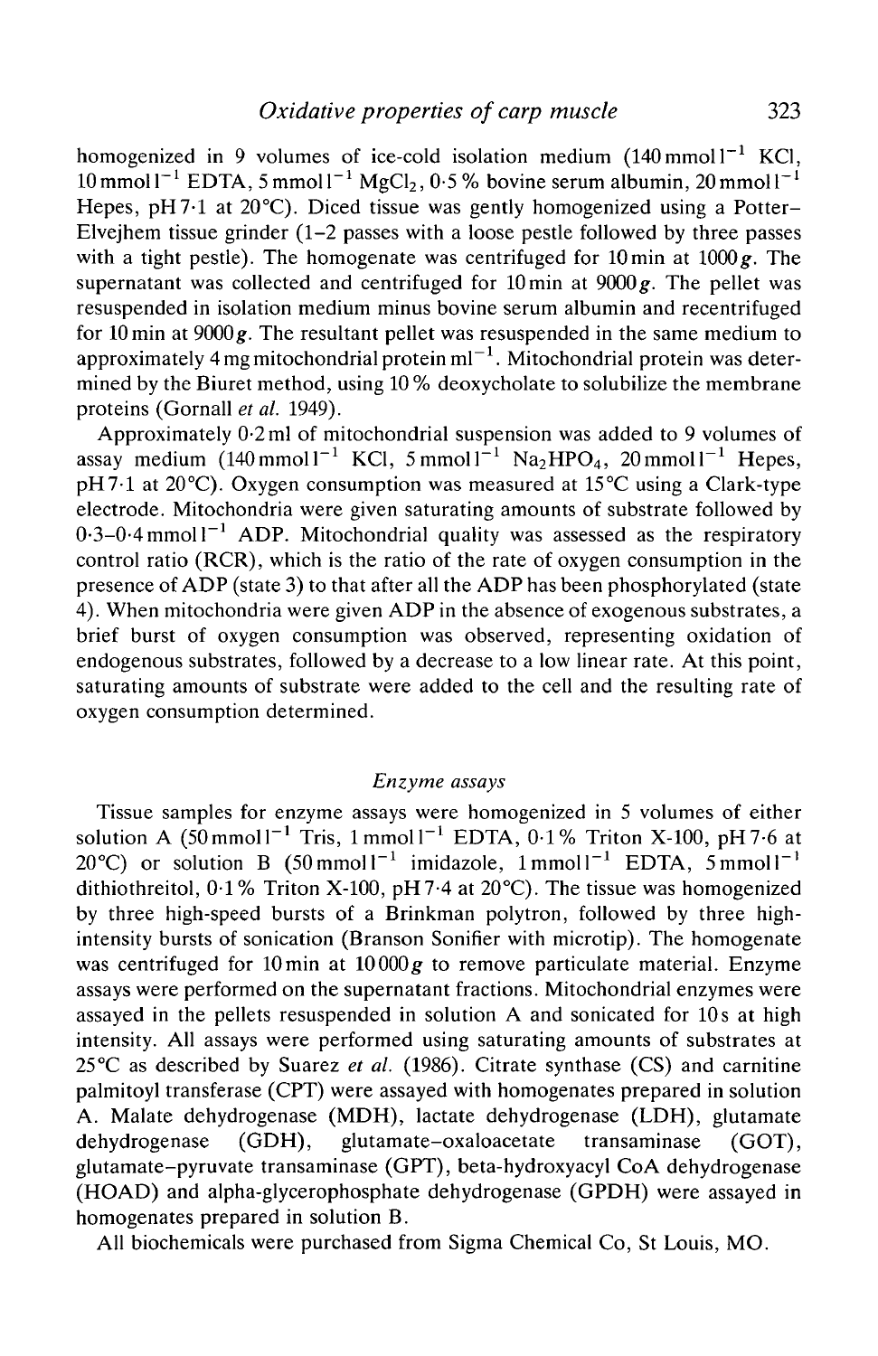homogenized in 9 volumes of ice-cold isolation medium (140 mmol $l^{-1}$ KCl, 10 mmol $l^{-1}$ EDTA, 5 mmol $l^{-1}$ $MgCl_2$, 0·5 % bovine serum albumin, 20 mmol $l^{-1}$ Hepes, pH 7·1 at 20°C). Diced tissue was gently homogenized using a Potter–Elvejhem tissue grinder (1–2 passes with a loose pestle followed by three passes with a tight pestle). The homogenate was centrifuged for 10 min at 1000 $g$. The supernatant was collected and centrifuged for 10 min at 9000 $g$. The pellet was resuspended in isolation medium minus bovine serum albumin and recentrifuged for 10 min at 9000 $g$. The resultant pellet was resuspended in the same medium to approximately 4 mg mitochondrial protein $ml^{-1}$. Mitochondrial protein was determined by the Biuret method, using 10 % deoxycholate to solubilize the membrane proteins (Gornall *et al.* 1949).

Approximately 0·2 ml of mitochondrial suspension was added to 9 volumes of assay medium (140 mmol $l^{-1}$ KCl, 5 mmol $l^{-1}$ $Na_2HPO_4$, 20 mmol $l^{-1}$ Hepes, pH 7·1 at 20°C). Oxygen consumption was measured at 15°C using a Clark-type electrode. Mitochondria were given saturating amounts of substrate followed by 0·3–0·4 mmol $l^{-1}$ ADP. Mitochondrial quality was assessed as the respiratory control ratio (RCR), which is the ratio of the rate of oxygen consumption in the presence of ADP (state 3) to that after all the ADP has been phosphorylated (state 4). When mitochondria were given ADP in the absence of exogenous substrates, a brief burst of oxygen consumption was observed, representing oxidation of endogenous substrates, followed by a decrease to a low linear rate. At this point, saturating amounts of substrate were added to the cell and the resulting rate of oxygen consumption determined.

### *Enzyme assays*

Tissue samples for enzyme assays were homogenized in 5 volumes of either solution A (50 mmol $l^{-1}$ Tris, 1 mmol $l^{-1}$ EDTA, 0·1 % Triton X-100, pH 7·6 at 20°C) or solution B (50 mmol $l^{-1}$ imidazole, 1 mmol $l^{-1}$ EDTA, 5 mmol $l^{-1}$ dithiothreitol, 0·1 % Triton X-100, pH 7·4 at 20°C). The tissue was homogenized by three high-speed bursts of a Brinkman polytron, followed by three high-intensity bursts of sonication (Branson Sonifier with microtip). The homogenate was centrifuged for 10 min at 10 000 $g$ to remove particulate material. Enzyme assays were performed on the supernatant fractions. Mitochondrial enzymes were assayed in the pellets resuspended in solution A and sonicated for 10 s at high intensity. All assays were performed using saturating amounts of substrates at 25°C as described by Suarez *et al.* (1986). Citrate synthase (CS) and carnitine palmitoyl transferase (CPT) were assayed with homogenates prepared in solution A. Malate dehydrogenase (MDH), lactate dehydrogenase (LDH), glutamate dehydrogenase (GDH), glutamate–oxaloacetate transaminase (GOT), glutamate–pyruvate transaminase (GPT), beta-hydroxyacyl CoA dehydrogenase (HOAD) and alpha-glycerophosphate dehydrogenase (GPDH) were assayed in homogenates prepared in solution B.

All biochemicals were purchased from Sigma Chemical Co, St Louis, MO.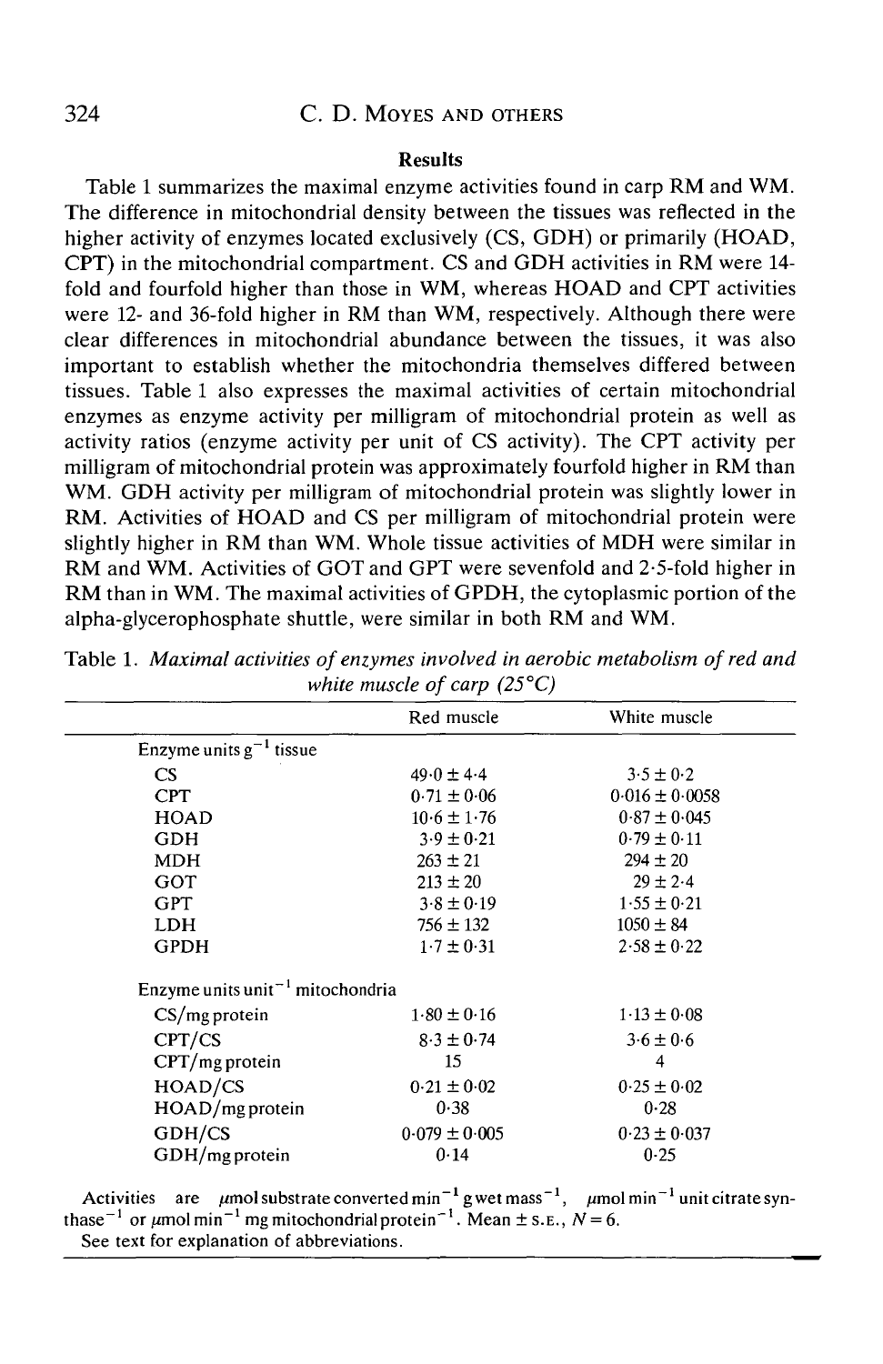## Results

Table 1 summarizes the maximal enzyme activities found in carp RM and WM. The difference in mitochondrial density between the tissues was reflected in the higher activity of enzymes located exclusively (CS, GDH) or primarily (HOAD, CPT) in the mitochondrial compartment. CS and GDH activities in RM were 14-fold and fourfold higher than those in WM, whereas HOAD and CPT activities were 12- and 36-fold higher in RM than WM, respectively. Although there were clear differences in mitochondrial abundance between the tissues, it was also important to establish whether the mitochondria themselves differed between tissues. Table 1 also expresses the maximal activities of certain mitochondrial enzymes as enzyme activity per milligram of mitochondrial protein as well as activity ratios (enzyme activity per unit of CS activity). The CPT activity per milligram of mitochondrial protein was approximately fourfold higher in RM than WM. GDH activity per milligram of mitochondrial protein was slightly lower in RM. Activities of HOAD and CS per milligram of mitochondrial protein were slightly higher in RM than WM. Whole tissue activities of MDH were similar in RM and WM. Activities of GOT and GPT were sevenfold and 2·5-fold higher in RM than in WM. The maximal activities of GPDH, the cytoplasmic portion of the alpha-glycerophosphate shuttle, were similar in both RM and WM.

Table 1. *Maximal activities of enzymes involved in aerobic metabolism of red and white muscle of carp (25°C)*

| | Red muscle | White muscle |
|---|---|---|
| Enzyme units $g^{-1}$ tissue | | |
| CS | 49·0 ± 4·4 | 3·5 ± 0·2 |
| CPT | 0·71 ± 0·06 | 0·016 ± 0·0058 |
| HOAD | 10·6 ± 1·76 | 0·87 ± 0·045 |
| GDH | 3·9 ± 0·21 | 0·79 ± 0·11 |
| MDH | 263 ± 21 | 294 ± 20 |
| GOT | 213 ± 20 | 29 ± 2·4 |
| GPT | 3·8 ± 0·19 | 1·55 ± 0·21 |
| LDH | 756 ± 132 | 1050 ± 84 |
| GPDH | 1·7 ± 0·31 | 2·58 ± 0·22 |
| Enzyme units $unit^{-1}$ mitochondria | | |
| CS/mg protein | 1·80 ± 0·16 | 1·13 ± 0·08 |
| CPT/CS | 8·3 ± 0·74 | 3·6 ± 0·6 |
| CPT/mg protein | 15 | 4 |
| HOAD/CS | 0·21 ± 0·02 | 0·25 ± 0·02 |
| HOAD/mg protein | 0·38 | 0·28 |
| GDH/CS | 0·079 ± 0·005 | 0·23 ± 0·037 |
| GDH/mg protein | 0·14 | 0·25 |

Activities are $\mu$mol substrate converted $min^{-1}$ g wet $mass^{-1}$, $\mu$mol $min^{-1}$ unit citrate $synthase^{-1}$ or $\mu$mol $min^{-1}$ mg mitochondrial $protein^{-1}$. Mean ± S.E., $N = 6$.

See text for explanation of abbreviations.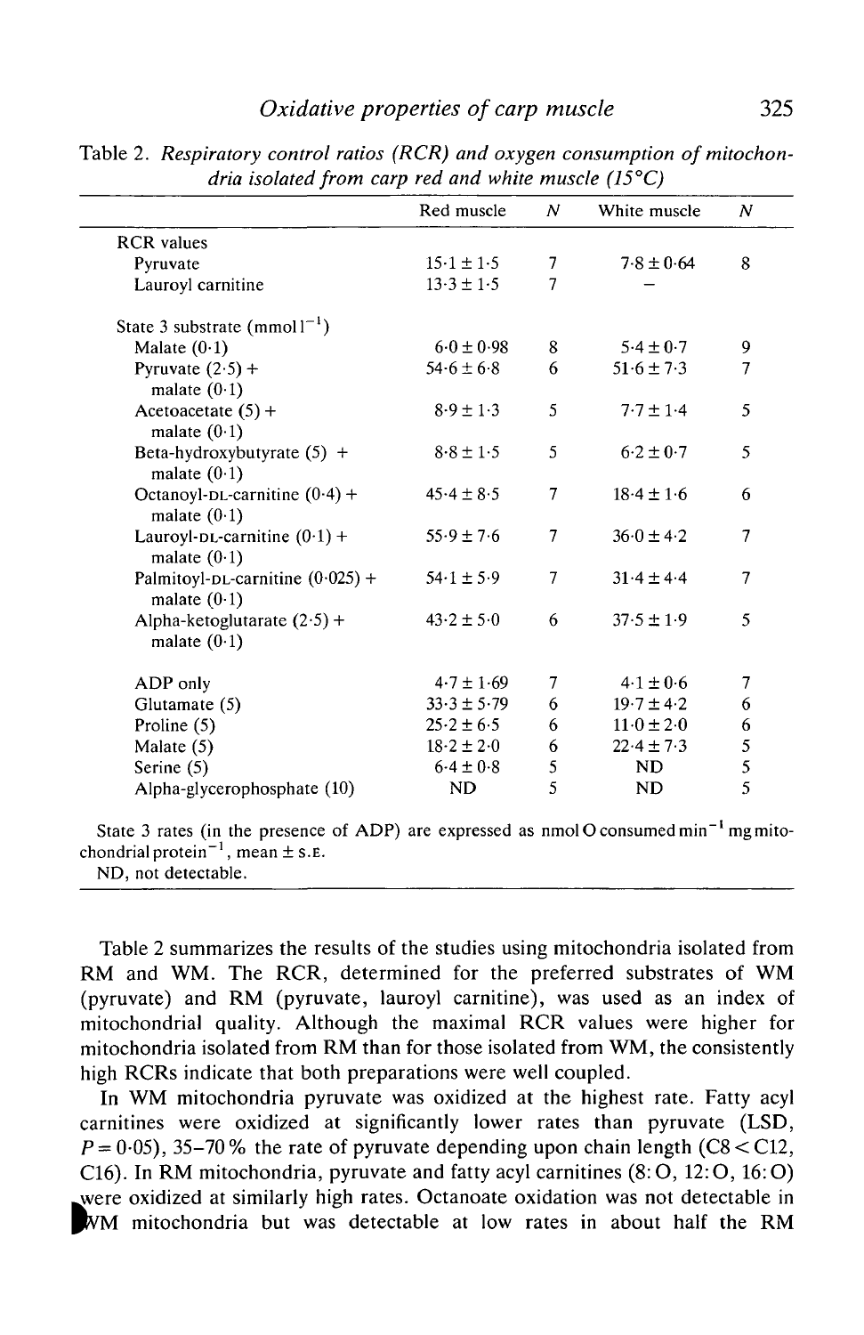Table 2. *Respiratory control ratios (RCR) and oxygen consumption of mitochondria isolated from carp red and white muscle (15°C)*

| | Red muscle | N | White muscle | N |
|---|---|---|---|---|
| RCR values | | | | |
| Pyruvate | 15·1 ± 1·5 | 7 | 7·8 ± 0·64 | 8 |
| Lauroyl carnitine | 13·3 ± 1·5 | 7 | – | |
| State 3 substrate ($mmol\,l^{-1}$) | | | | |
| Malate (0·1) | 6·0 ± 0·98 | 8 | 5·4 ± 0·7 | 9 |
| Pyruvate (2·5) + malate (0·1) | 54·6 ± 6·8 | 6 | 51·6 ± 7·3 | 7 |
| Acetoacetate (5) + malate (0·1) | 8·9 ± 1·3 | 5 | 7·7 ± 1·4 | 5 |
| Beta-hydroxybutyrate (5) + malate (0·1) | 8·8 ± 1·5 | 5 | 6·2 ± 0·7 | 5 |
| Octanoyl-DL-carnitine (0·4) + malate (0·1) | 45·4 ± 8·5 | 7 | 18·4 ± 1·6 | 6 |
| Lauroyl-DL-carnitine (0·1) + malate (0·1) | 55·9 ± 7·6 | 7 | 36·0 ± 4·2 | 7 |
| Palmitoyl-DL-carnitine (0·025) + malate (0·1) | 54·1 ± 5·9 | 7 | 31·4 ± 4·4 | 7 |
| Alpha-ketoglutarate (2·5) + malate (0·1) | 43·2 ± 5·0 | 6 | 37·5 ± 1·9 | 5 |
| ADP only | 4·7 ± 1·69 | 7 | 4·1 ± 0·6 | 7 |
| Glutamate (5) | 33·3 ± 5·79 | 6 | 19·7 ± 4·2 | 6 |
| Proline (5) | 25·2 ± 6·5 | 6 | 11·0 ± 2·0 | 6 |
| Malate (5) | 18·2 ± 2·0 | 6 | 22·4 ± 7·3 | 5 |
| Serine (5) | 6·4 ± 0·8 | 5 | ND | 5 |
| Alpha-glycerophosphate (10) | ND | 5 | ND | 5 |

State 3 rates (in the presence of ADP) are expressed as nmol O consumed $min^{-1}$ mg mitochondrial $protein^{-1}$, mean ± S.E.

ND, not detectable.

Table 2 summarizes the results of the studies using mitochondria isolated from RM and WM. The RCR, determined for the preferred substrates of WM (pyruvate) and RM (pyruvate, lauroyl carnitine), was used as an index of mitochondrial quality. Although the maximal RCR values were higher for mitochondria isolated from RM than for those isolated from WM, the consistently high RCRs indicate that both preparations were well coupled.

In WM mitochondria pyruvate was oxidized at the highest rate. Fatty acyl carnitines were oxidized at significantly lower rates than pyruvate (LSD, $P = 0·05$), 35–70 % the rate of pyruvate depending upon chain length (C8 < C12, C16). In RM mitochondria, pyruvate and fatty acyl carnitines (8:O, 12:O, 16:O) were oxidized at similarly high rates. Octanoate oxidation was not detectable in WM mitochondria but was detectable at low rates in about half the RM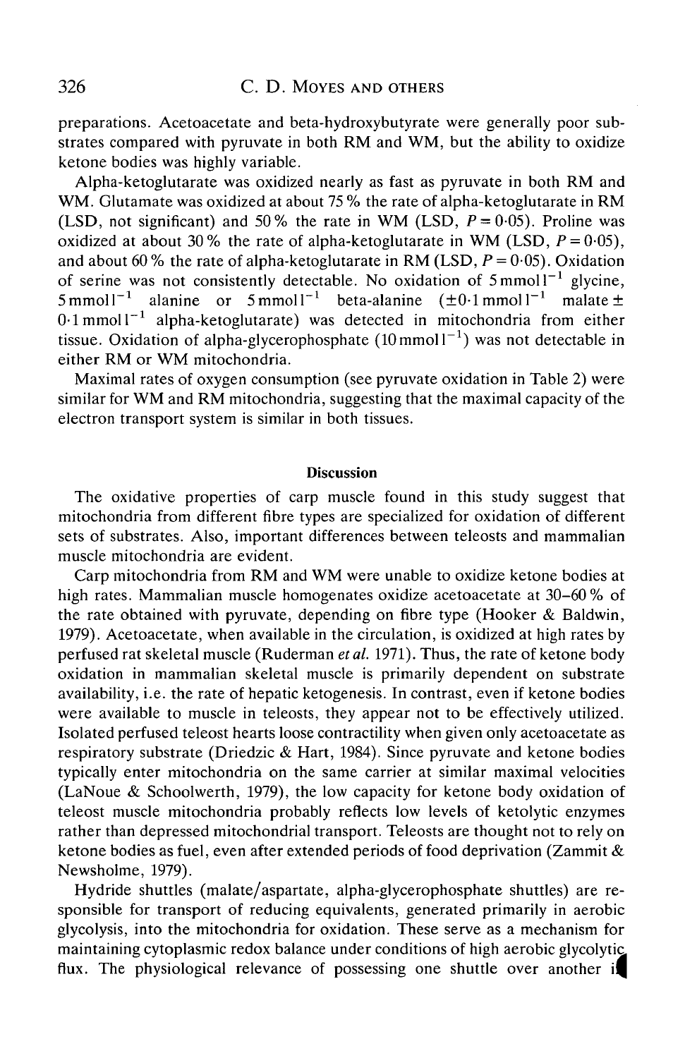preparations. Acetoacetate and beta-hydroxybutyrate were generally poor substrates compared with pyruvate in both RM and WM, but the ability to oxidize ketone bodies was highly variable.

Alpha-ketoglutarate was oxidized nearly as fast as pyruvate in both RM and WM. Glutamate was oxidized at about 75 % the rate of alpha-ketoglutarate in RM (LSD, not significant) and 50 % the rate in WM (LSD, $P = 0{\cdot}05$). Proline was oxidized at about 30 % the rate of alpha-ketoglutarate in WM (LSD, $P = 0{\cdot}05$), and about 60 % the rate of alpha-ketoglutarate in RM (LSD, $P = 0{\cdot}05$). Oxidation of serine was not consistently detectable. No oxidation of $5\,\mathrm{mmol\,l^{-1}}$ glycine, $5\,\mathrm{mmol\,l^{-1}}$ alanine or $5\,\mathrm{mmol\,l^{-1}}$ beta-alanine ($\pm 0{\cdot}1\,\mathrm{mmol\,l^{-1}}$ malate $\pm$ $0{\cdot}1\,\mathrm{mmol\,l^{-1}}$ alpha-ketoglutarate) was detected in mitochondria from either tissue. Oxidation of alpha-glycerophosphate ($10\,\mathrm{mmol\,l^{-1}}$) was not detectable in either RM or WM mitochondria.

Maximal rates of oxygen consumption (see pyruvate oxidation in Table 2) were similar for WM and RM mitochondria, suggesting that the maximal capacity of the electron transport system is similar in both tissues.

## Discussion

The oxidative properties of carp muscle found in this study suggest that mitochondria from different fibre types are specialized for oxidation of different sets of substrates. Also, important differences between teleosts and mammalian muscle mitochondria are evident.

Carp mitochondria from RM and WM were unable to oxidize ketone bodies at high rates. Mammalian muscle homogenates oxidize acetoacetate at 30–60 % of the rate obtained with pyruvate, depending on fibre type (Hooker & Baldwin, 1979). Acetoacetate, when available in the circulation, is oxidized at high rates by perfused rat skeletal muscle (Ruderman *et al.* 1971). Thus, the rate of ketone body oxidation in mammalian skeletal muscle is primarily dependent on substrate availability, i.e. the rate of hepatic ketogenesis. In contrast, even if ketone bodies were available to muscle in teleosts, they appear not to be effectively utilized. Isolated perfused teleost hearts loose contractility when given only acetoacetate as respiratory substrate (Driedzic & Hart, 1984). Since pyruvate and ketone bodies typically enter mitochondria on the same carrier at similar maximal velocities (LaNoue & Schoolworth, 1979), the low capacity for ketone body oxidation of teleost muscle mitochondria probably reflects low levels of ketolytic enzymes rather than depressed mitochondrial transport. Teleosts are thought not to rely on ketone bodies as fuel, even after extended periods of food deprivation (Zammit & Newsholme, 1979).

Hydride shuttles (malate/aspartate, alpha-glycerophosphate shuttles) are responsible for transport of reducing equivalents, generated primarily in aerobic glycolysis, into the mitochondria for oxidation. These serve as a mechanism for maintaining cytoplasmic redox balance under conditions of high aerobic glycolytic flux. The physiological relevance of possessing one shuttle over another is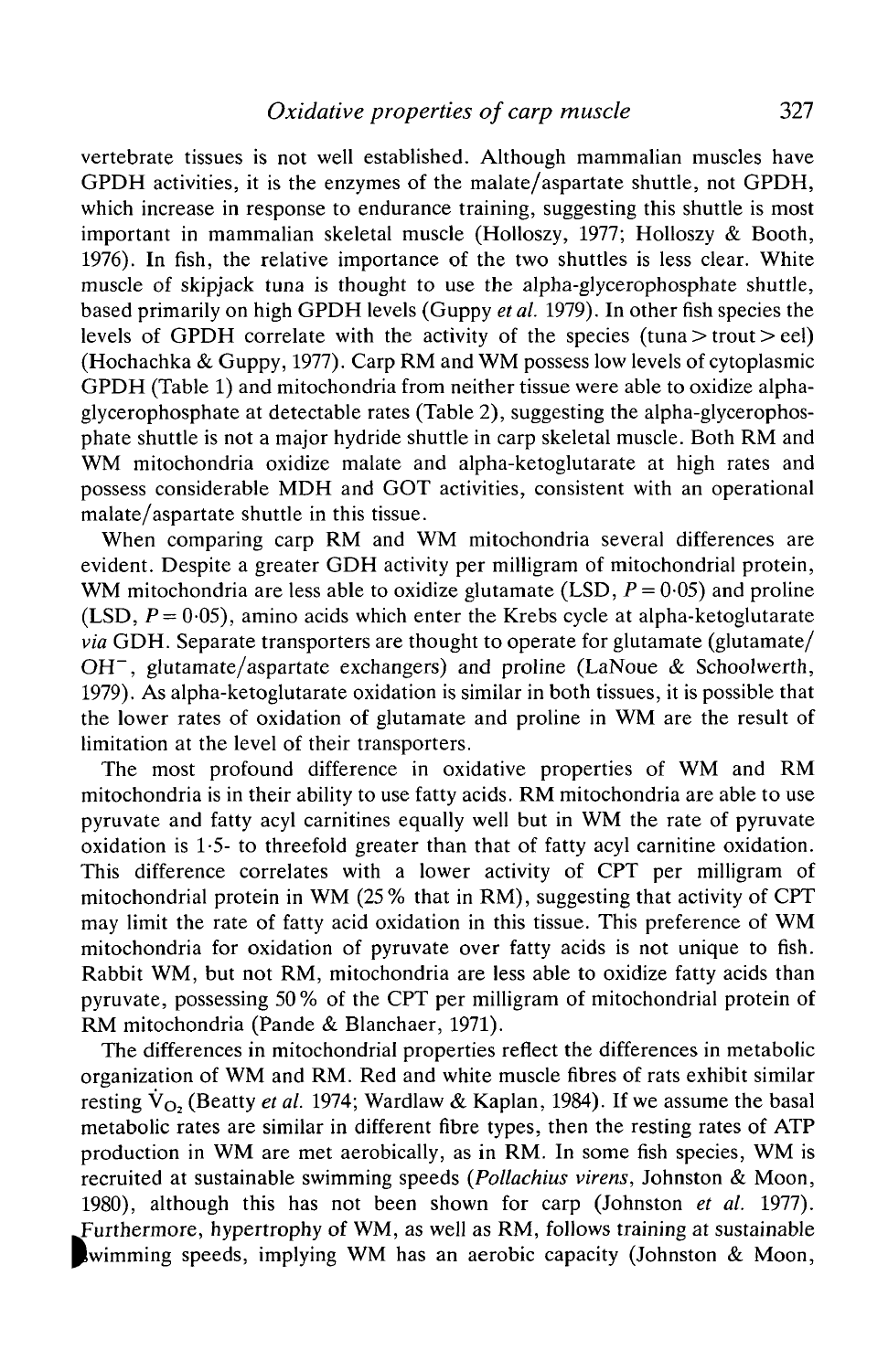vertebrate tissues is not well established. Although mammalian muscles have GPDH activities, it is the enzymes of the malate/aspartate shuttle, not GPDH, which increase in response to endurance training, suggesting this shuttle is most important in mammalian skeletal muscle (Holloszy, 1977; Holloszy & Booth, 1976). In fish, the relative importance of the two shuttles is less clear. White muscle of skipjack tuna is thought to use the alpha-glycerophosphate shuttle, based primarily on high GPDH levels (Guppy *et al.* 1979). In other fish species the levels of GPDH correlate with the activity of the species (tuna > trout > eel) (Hochachka & Guppy, 1977). Carp RM and WM possess low levels of cytoplasmic GPDH (Table 1) and mitochondria from neither tissue were able to oxidize alpha-glycerophosphate at detectable rates (Table 2), suggesting the alpha-glycerophosphate shuttle is not a major hydride shuttle in carp skeletal muscle. Both RM and WM mitochondria oxidize malate and alpha-ketoglutarate at high rates and possess considerable MDH and GOT activities, consistent with an operational malate/aspartate shuttle in this tissue.

When comparing carp RM and WM mitochondria several differences are evident. Despite a greater GDH activity per milligram of mitochondrial protein, WM mitochondria are less able to oxidize glutamate (LSD, $P = 0.05$) and proline (LSD, $P = 0.05$), amino acids which enter the Krebs cycle at alpha-ketoglutarate *via* GDH. Separate transporters are thought to operate for glutamate (glutamate/$OH^-$, glutamate/aspartate exchangers) and proline (LaNoue & Schoolwerth, 1979). As alpha-ketoglutarate oxidation is similar in both tissues, it is possible that the lower rates of oxidation of glutamate and proline in WM are the result of limitation at the level of their transporters.

The most profound difference in oxidative properties of WM and RM mitochondria is in their ability to use fatty acids. RM mitochondria are able to use pyruvate and fatty acyl carnitines equally well but in WM the rate of pyruvate oxidation is 1·5- to threefold greater than that of fatty acyl carnitine oxidation. This difference correlates with a lower activity of CPT per milligram of mitochondrial protein in WM (25 % that in RM), suggesting that activity of CPT may limit the rate of fatty acid oxidation in this tissue. This preference of WM mitochondria for oxidation of pyruvate over fatty acids is not unique to fish. Rabbit WM, but not RM, mitochondria are less able to oxidize fatty acids than pyruvate, possessing 50 % of the CPT per milligram of mitochondrial protein of RM mitochondria (Pande & Blanchaer, 1971).

The differences in mitochondrial properties reflect the differences in metabolic organization of WM and RM. Red and white muscle fibres of rats exhibit similar resting $\dot{V}_{O_2}$ (Beatty *et al.* 1974; Wardlaw & Kaplan, 1984). If we assume the basal metabolic rates are similar in different fibre types, then the resting rates of ATP production in WM are met aerobically, as in RM. In some fish species, WM is recruited at sustainable swimming speeds (*Pollachius virens*, Johnston & Moon, 1980), although this has not been shown for carp (Johnston *et al.* 1977). Furthermore, hypertrophy of WM, as well as RM, follows training at sustainable swimming speeds, implying WM has an aerobic capacity (Johnston & Moon,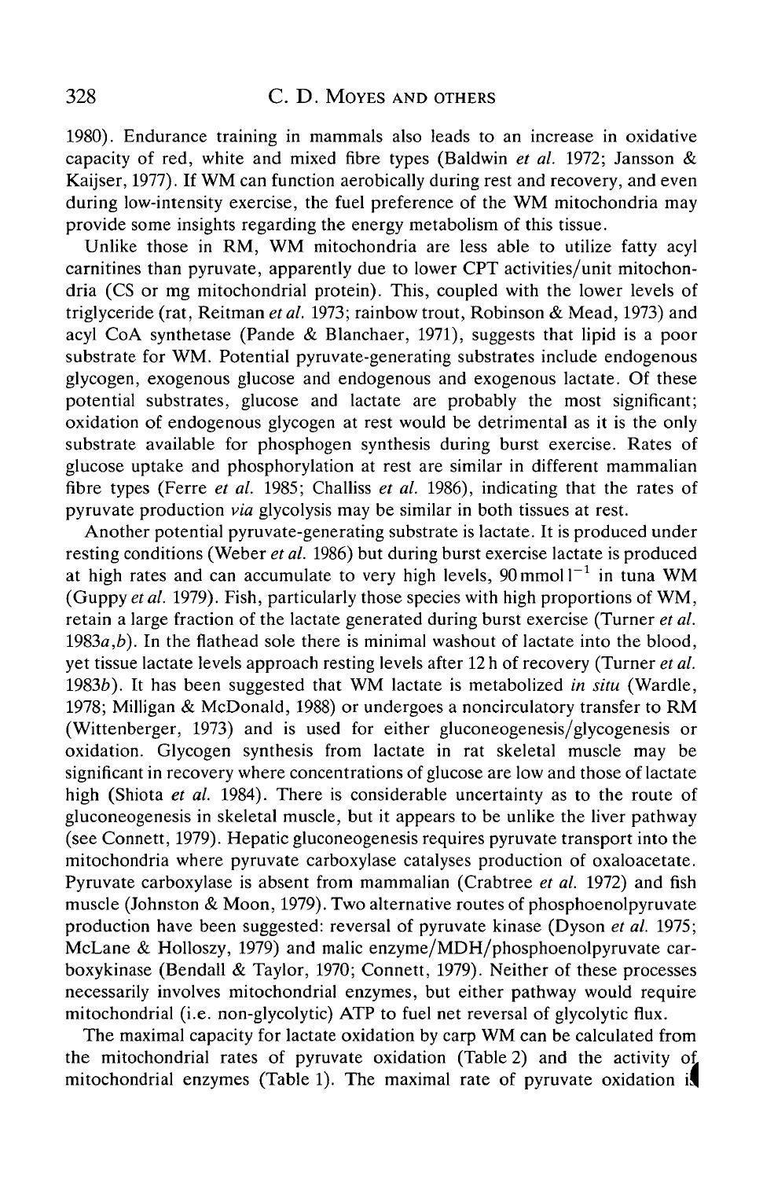1980). Endurance training in mammals also leads to an increase in oxidative capacity of red, white and mixed fibre types (Baldwin *et al.* 1972; Jansson & Kaijser, 1977). If WM can function aerobically during rest and recovery, and even during low-intensity exercise, the fuel preference of the WM mitochondria may provide some insights regarding the energy metabolism of this tissue.

Unlike those in RM, WM mitochondria are less able to utilize fatty acyl carnitines than pyruvate, apparently due to lower CPT activities/unit mitochondria (CS or mg mitochondrial protein). This, coupled with the lower levels of triglyceride (rat, Reitman *et al.* 1973; rainbow trout, Robinson & Mead, 1973) and acyl CoA synthetase (Pande & Blanchaer, 1971), suggests that lipid is a poor substrate for WM. Potential pyruvate-generating substrates include endogenous glycogen, exogenous glucose and endogenous and exogenous lactate. Of these potential substrates, glucose and lactate are probably the most significant; oxidation of endogenous glycogen at rest would be detrimental as it is the only substrate available for phosphogen synthesis during burst exercise. Rates of glucose uptake and phosphorylation at rest are similar in different mammalian fibre types (Ferre *et al.* 1985; Challiss *et al.* 1986), indicating that the rates of pyruvate production *via* glycolysis may be similar in both tissues at rest.

Another potential pyruvate-generating substrate is lactate. It is produced under resting conditions (Weber *et al.* 1986) but during burst exercise lactate is produced at high rates and can accumulate to very high levels, $90\,\mathrm{mmol\,l^{-1}}$ in tuna WM (Guppy *et al.* 1979). Fish, particularly those species with high proportions of WM, retain a large fraction of the lactate generated during burst exercise (Turner *et al.* 1983*a*,*b*). In the flathead sole there is minimal washout of lactate into the blood, yet tissue lactate levels approach resting levels after 12 h of recovery (Turner *et al.* 1983*b*). It has been suggested that WM lactate is metabolized *in situ* (Wardle, 1978; Milligan & McDonald, 1988) or undergoes a noncirculatory transfer to RM (Wittenberger, 1973) and is used for either gluconeogenesis/glycogenesis or oxidation. Glycogen synthesis from lactate in rat skeletal muscle may be significant in recovery where concentrations of glucose are low and those of lactate high (Shiota *et al.* 1984). There is considerable uncertainty as to the route of gluconeogenesis in skeletal muscle, but it appears to be unlike the liver pathway (see Connett, 1979). Hepatic gluconeogenesis requires pyruvate transport into the mitochondria where pyruvate carboxylase catalyses production of oxaloacetate. Pyruvate carboxylase is absent from mammalian (Crabtree *et al.* 1972) and fish muscle (Johnston & Moon, 1979). Two alternative routes of phosphoenolpyruvate production have been suggested: reversal of pyruvate kinase (Dyson *et al.* 1975; McLane & Holloszy, 1979) and malic enzyme/MDH/phosphoenolpyruvate carboxykinase (Bendall & Taylor, 1970; Connett, 1979). Neither of these processes necessarily involves mitochondrial enzymes, but either pathway would require mitochondrial (i.e. non-glycolytic) ATP to fuel net reversal of glycolytic flux.

The maximal capacity for lactate oxidation by carp WM can be calculated from the mitochondrial rates of pyruvate oxidation (Table 2) and the activity of mitochondrial enzymes (Table 1). The maximal rate of pyruvate oxidation is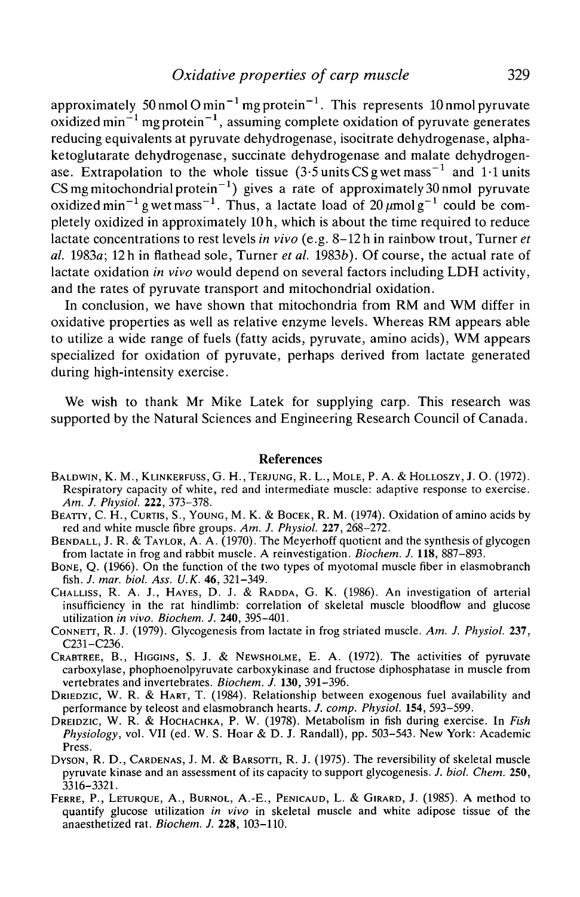approximately 50 nmol O $min^{-1}$ mg $protein^{-1}$. This represents 10 nmol pyruvate oxidized $min^{-1}$ mg $protein^{-1}$, assuming complete oxidation of pyruvate generates reducing equivalents at pyruvate dehydrogenase, isocitrate dehydrogenase, alpha-ketoglutarate dehydrogenase, succinate dehydrogenase and malate dehydrogenase. Extrapolation to the whole tissue (3·5 units CS g wet $mass^{-1}$ and 1·1 units CS mg mitochondrial $protein^{-1}$) gives a rate of approximately 30 nmol pyruvate oxidized $min^{-1}$ g wet $mass^{-1}$. Thus, a lactate load of 20 $\mu$mol $g^{-1}$ could be completely oxidized in approximately 10 h, which is about the time required to reduce lactate concentrations to rest levels *in vivo* (e.g. 8–12 h in rainbow trout, Turner *et al.* 1983*a*; 12 h in flathead sole, Turner *et al.* 1983*b*). Of course, the actual rate of lactate oxidation *in vivo* would depend on several factors including LDH activity, and the rates of pyruvate transport and mitochondrial oxidation.

In conclusion, we have shown that mitochondria from RM and WM differ in oxidative properties as well as relative enzyme levels. Whereas RM appears able to utilize a wide range of fuels (fatty acids, pyruvate, amino acids), WM appears specialized for oxidation of pyruvate, perhaps derived from lactate generated during high-intensity exercise.

We wish to thank Mr Mike Latek for supplying carp. This research was supported by the Natural Sciences and Engineering Research Council of Canada.

## References

Baldwin, K. M., Klinkerfuss, G. H., Terjung, R. L., Mole, P. A. & Holloszy, J. O. (1972). Respiratory capacity of white, red and intermediate muscle: adaptive response to exercise. *Am. J. Physiol.* **222**, 373–378.

Beatty, C. H., Curtis, S., Young, M. K. & Bocek, R. M. (1974). Oxidation of amino acids by red and white muscle fibre groups. *Am. J. Physiol.* **227**, 268–272.

Bendall, J. R. & Taylor, A. A. (1970). The Meyerhoff quotient and the synthesis of glycogen from lactate in frog and rabbit muscle. A reinvestigation. *Biochem. J.* **118**, 887–893.

Bone, Q. (1966). On the function of the two types of myotomal muscle fiber in elasmobranch fish. *J. mar. biol. Ass. U.K.* **46**, 321–349.

Challiss, R. A. J., Hayes, D. J. & Radda, G. K. (1986). An investigation of arterial insufficiency in the rat hindlimb: correlation of skeletal muscle bloodflow and glucose utilization *in vivo*. *Biochem. J.* **240**, 395–401.

Connett, R. J. (1979). Glycogenesis from lactate in frog striated muscle. *Am. J. Physiol.* **237**, C231–C236.

Crabtree, B., Higgins, S. J. & Newsholme, E. A. (1972). The activities of pyruvate carboxylase, phophoenolpyruvate carboxykinase and fructose diphosphatase in muscle from vertebrates and invertebrates. *Biochem. J.* **130**, 391–396.

Driedzic, W. R. & Hart, T. (1984). Relationship between exogenous fuel availability and performance by teleost and elasmobranch hearts. *J. comp. Physiol.* **154**, 593–599.

Dreidzic, W. R. & Hochachka, P. W. (1978). Metabolism in fish during exercise. In *Fish Physiology*, vol. VII (ed. W. S. Hoar & D. J. Randall), pp. 503–543. New York: Academic Press.

Dyson, R. D., Cardenas, J. M. & Barsotti, R. J. (1975). The reversibility of skeletal muscle pyruvate kinase and an assessment of its capacity to support glycogenesis. *J. biol. Chem.* **250**, 3316–3321.

Ferre, P., Leturque, A., Burnol, A.-E., Penicaud, L. & Girard, J. (1985). A method to quantify glucose utilization *in vivo* in skeletal muscle and white adipose tissue of the anaesthetized rat. *Biochem. J.* **228**, 103–110.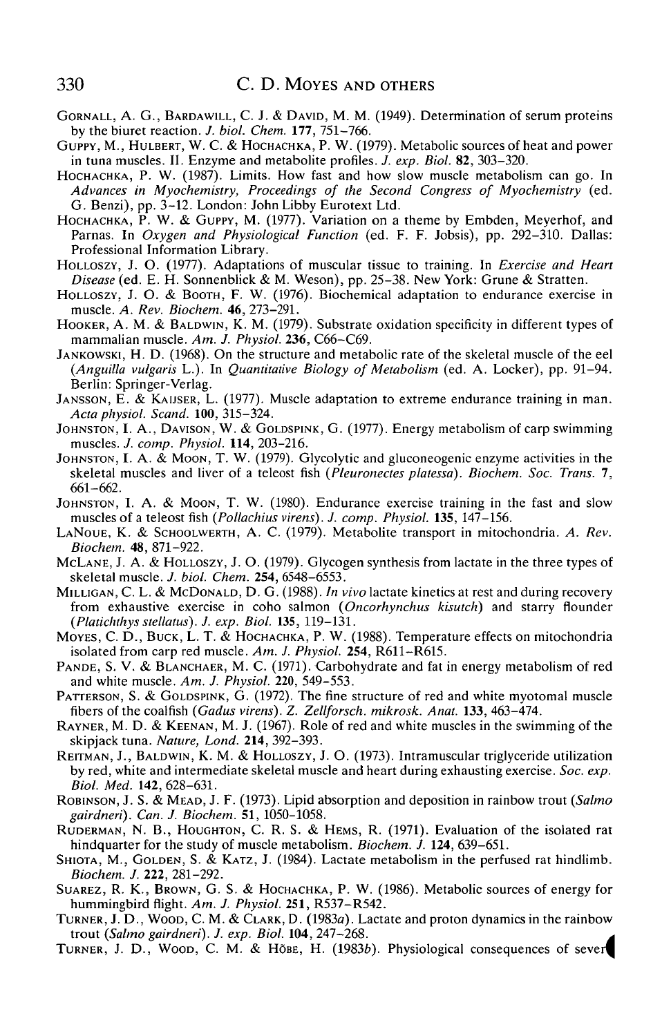Gornall, A. G., Bardawill, C. J. & David, M. M. (1949). Determination of serum proteins by the biuret reaction. *J. biol. Chem.* **177**, 751–766.

Guppy, M., Hulbert, W. C. & Hochachka, P. W. (1979). Metabolic sources of heat and power in tuna muscles. II. Enzyme and metabolite profiles. *J. exp. Biol.* **82**, 303–320.

Hochachka, P. W. (1987). Limits. How fast and how slow muscle metabolism can go. In *Advances in Myochemistry, Proceedings of the Second Congress of Myochemistry* (ed. G. Benzi), pp. 3–12. London: John Libby Eurotext Ltd.

Hochachka, P. W. & Guppy, M. (1977). Variation on a theme by Embden, Meyerhof, and Parnas. In *Oxygen and Physiological Function* (ed. F. F. Jobsis), pp. 292–310. Dallas: Professional Information Library.

Holloszy, J. O. (1977). Adaptations of muscular tissue to training. In *Exercise and Heart Disease* (ed. E. H. Sonnenblick & M. Weson), pp. 25–38. New York: Grune & Stratten.

Holloszy, J. O. & Booth, F. W. (1976). Biochemical adaptation to endurance exercise in muscle. *A. Rev. Biochem.* **46**, 273–291.

Hooker, A. M. & Baldwin, K. M. (1979). Substrate oxidation specificity in different types of mammalian muscle. *Am. J. Physiol.* **236**, C66–C69.

Jankowski, H. D. (1968). On the structure and metabolic rate of the skeletal muscle of the eel (*Anguilla vulgaris* L.). In *Quantitative Biology of Metabolism* (ed. A. Locker), pp. 91–94. Berlin: Springer-Verlag.

Jansson, E. & Kaijser, L. (1977). Muscle adaptation to extreme endurance training in man. *Acta physiol. Scand.* **100**, 315–324.

Johnston, I. A., Davison, W. & Goldspink, G. (1977). Energy metabolism of carp swimming muscles. *J. comp. Physiol.* **114**, 203–216.

Johnston, I. A. & Moon, T. W. (1979). Glycolytic and gluconeogenic enzyme activities in the skeletal muscles and liver of a teleost fish (*Pleuronectes platessa*). *Biochem. Soc. Trans.* **7**, 661–662.

Johnston, I. A. & Moon, T. W. (1980). Endurance exercise training in the fast and slow muscles of a teleost fish (*Pollachius virens*). *J. comp. Physiol.* **135**, 147–156.

LaNoue, K. & Schoolwerth, A. C. (1979). Metabolite transport in mitochondria. *A. Rev. Biochem.* **48**, 871–922.

McLane, J. A. & Holloszy, J. O. (1979). Glycogen synthesis from lactate in the three types of skeletal muscle. *J. biol. Chem.* **254**, 6548–6553.

Milligan, C. L. & McDonald, D. G. (1988). *In vivo* lactate kinetics at rest and during recovery from exhaustive exercise in coho salmon (*Oncorhynchus kisutch*) and starry flounder (*Platichthys stellatus*). *J. exp. Biol.* **135**, 119–131.

Moyes, C. D., Buck, L. T. & Hochachka, P. W. (1988). Temperature effects on mitochondria isolated from carp red muscle. *Am. J. Physiol.* **254**, R611–R615.

Pande, S. V. & Blanchaer, M. C. (1971). Carbohydrate and fat in energy metabolism of red and white muscle. *Am. J. Physiol.* **220**, 549–553.

Patterson, S. & Goldspink, G. (1972). The fine structure of red and white myotomal muscle fibers of the coalfish (*Gadus virens*). *Z. Zellforsch. mikrosk. Anat.* **133**, 463–474.

Rayner, M. D. & Keenan, M. J. (1967). Role of red and white muscles in the swimming of the skipjack tuna. *Nature, Lond.* **214**, 392–393.

Reitman, J., Baldwin, K. M. & Holloszy, J. O. (1973). Intramuscular triglyceride utilization by red, white and intermediate skeletal muscle and heart during exhausting exercise. *Soc. exp. Biol. Med.* **142**, 628–631.

Robinson, J. S. & Mead, J. F. (1973). Lipid absorption and deposition in rainbow trout (*Salmo gairdneri*). *Can. J. Biochem.* **51**, 1050–1058.

Ruderman, N. B., Houghton, C. R. S. & Hems, R. (1971). Evaluation of the isolated rat hindquarter for the study of muscle metabolism. *Biochem. J.* **124**, 639–651.

Shiota, M., Golden, S. & Katz, J. (1984). Lactate metabolism in the perfused rat hindlimb. *Biochem. J.* **222**, 281–292.

Suarez, R. K., Brown, G. S. & Hochachka, P. W. (1986). Metabolic sources of energy for hummingbird flight. *Am. J. Physiol.* **251**, R537–R542.

Turner, J. D., Wood, C. M. & Clark, D. (1983*a*). Lactate and proton dynamics in the rainbow trout (*Salmo gairdneri*). *J. exp. Biol.* **104**, 247–268.

Turner, J. D., Wood, C. M. & Höbe, H. (1983*b*). Physiological consequences of sever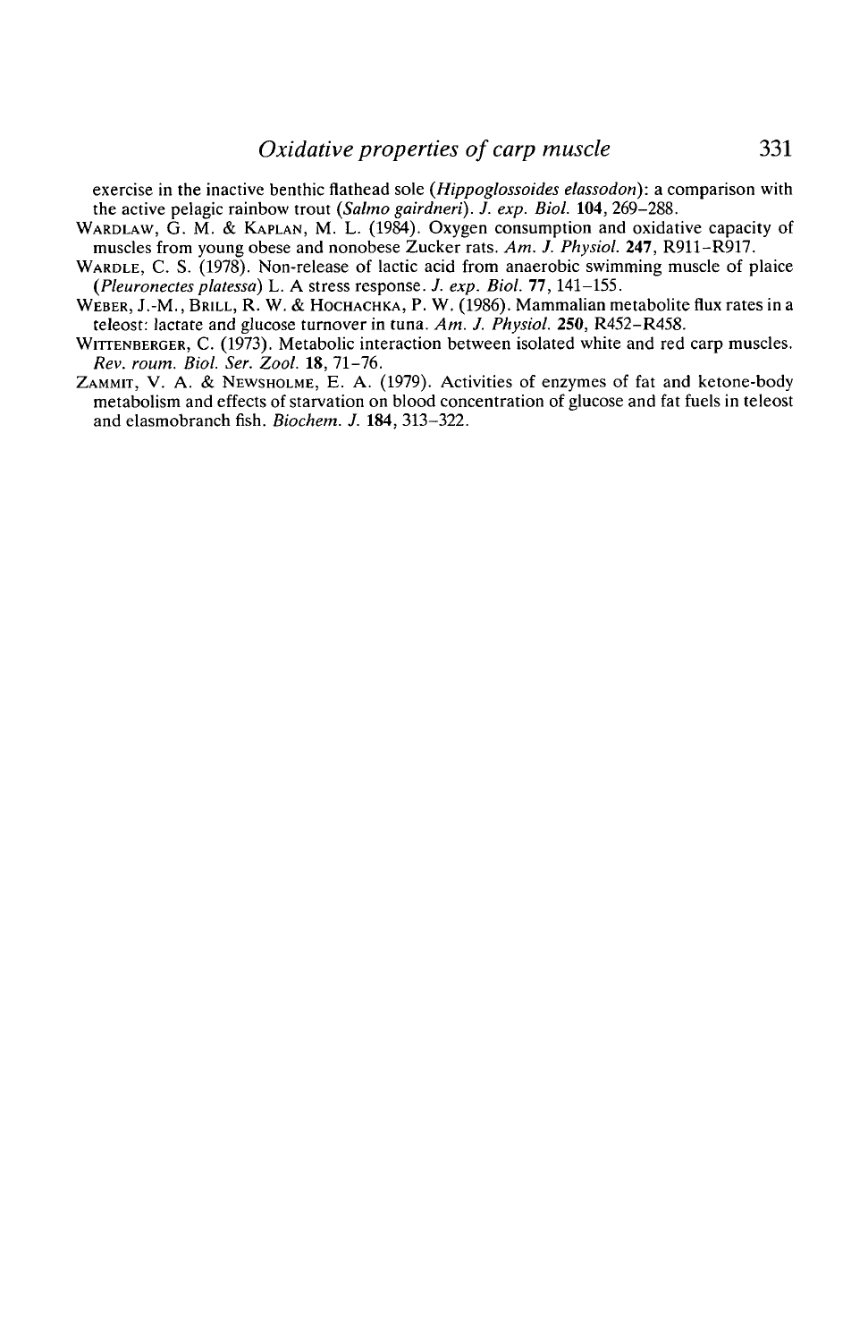exercise in the inactive benthic flathead sole (*Hippoglossoides elassodon*): a comparison with the active pelagic rainbow trout (*Salmo gairdneri*). *J. exp. Biol.* **104**, 269–288.

WARDLAW, G. M. & KAPLAN, M. L. (1984). Oxygen consumption and oxidative capacity of muscles from young obese and nonobese Zucker rats. *Am. J. Physiol.* **247**, R911–R917.

WARDLE, C. S. (1978). Non-release of lactic acid from anaerobic swimming muscle of plaice (*Pleuronectes platessa*) L. A stress response. *J. exp. Biol.* **77**, 141–155.

WEBER, J.-M., BRILL, R. W. & HOCHACHKA, P. W. (1986). Mammalian metabolite flux rates in a teleost: lactate and glucose turnover in tuna. *Am. J. Physiol.* **250**, R452–R458.

WITTENBERGER, C. (1973). Metabolic interaction between isolated white and red carp muscles. *Rev. roum. Biol. Ser. Zool.* **18**, 71–76.

ZAMMIT, V. A. & NEWSHOLME, E. A. (1979). Activities of enzymes of fat and ketone-body metabolism and effects of starvation on blood concentration of glucose and fat fuels in teleost and elasmobranch fish. *Biochem. J.* **184**, 313–322.